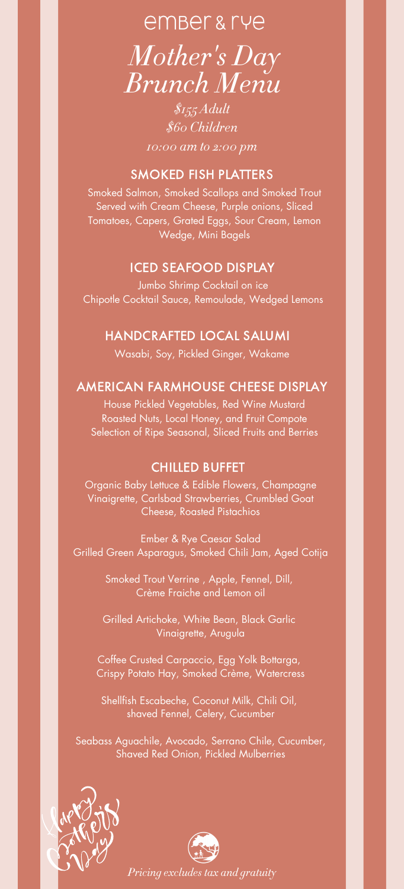# ember & rye

## *Mother's Day Brunch Menu*

*$155 Adult*
*$60 Children*

*10:00 am to 2:00 pm*

### SMOKED FISH PLATTERS

Smoked Salmon, Smoked Scallops and Smoked Trout Served with Cream Cheese, Purple onions, Sliced Tomatoes, Capers, Grated Eggs, Sour Cream, Lemon Wedge, Mini Bagels

### ICED SEAFOOD DISPLAY

Jumbo Shrimp Cocktail on ice
Chipotle Cocktail Sauce, Remoulade, Wedged Lemons

### HANDCRAFTED LOCAL SALUMI

Wasabi, Soy, Pickled Ginger, Wakame

### AMERICAN FARMHOUSE CHEESE DISPLAY

House Pickled Vegetables, Red Wine Mustard
Roasted Nuts, Local Honey, and Fruit Compote
Selection of Ripe Seasonal, Sliced Fruits and Berries

### CHILLED BUFFET

Organic Baby Lettuce & Edible Flowers, Champagne Vinaigrette, Carlsbad Strawberries, Crumbled Goat Cheese, Roasted Pistachios

Ember & Rye Caesar Salad
Grilled Green Asparagus, Smoked Chili Jam, Aged Cotija

Smoked Trout Verrine , Apple, Fennel, Dill, Crème Fraiche and Lemon oil

Grilled Artichoke, White Bean, Black Garlic Vinaigrette, Arugula

Coffee Crusted Carpaccio, Egg Yolk Bottarga, Crispy Potato Hay, Smoked Crème, Watercress

Shellfish Escabeche, Coconut Milk, Chili Oil, shaved Fennel, Celery, Cucumber

Seabass Aguachile, Avocado, Serrano Chile, Cucumber, Shaved Red Onion, Pickled Mulberries

Happy Mother's Day

*Pricing excludes tax and gratuity*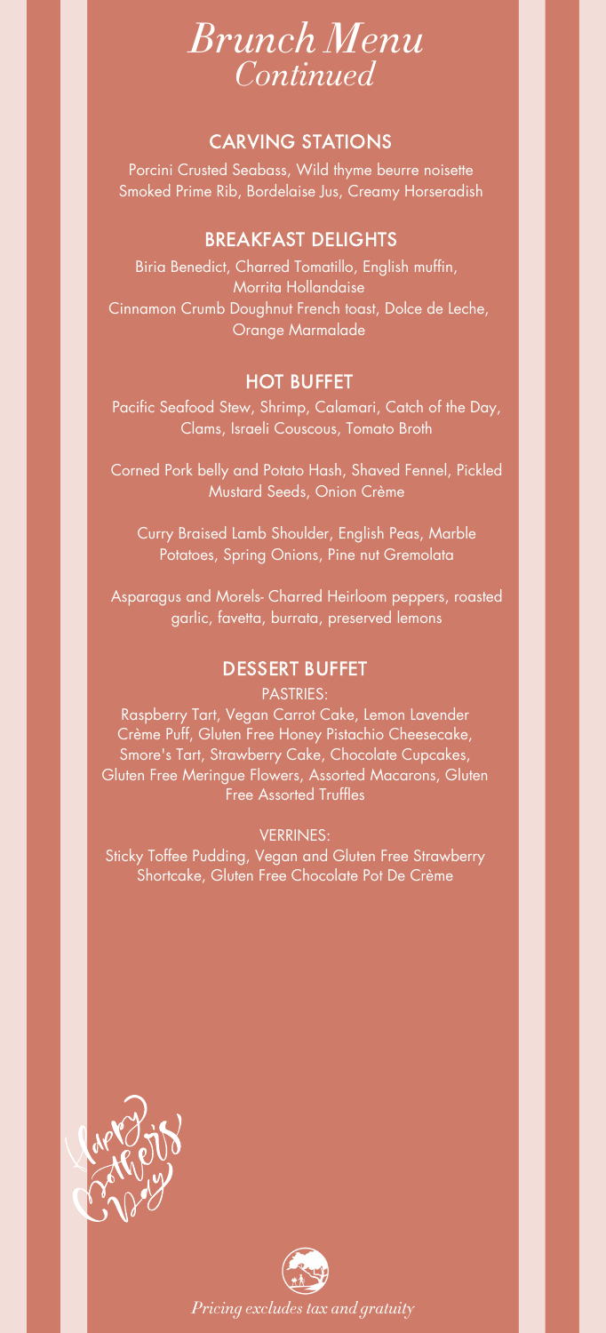# *Brunch Menu*
## *Continued*

### CARVING STATIONS

Porcini Crusted Seabass, Wild thyme beurre noisette
Smoked Prime Rib, Bordelaise Jus, Creamy Horseradish

### BREAKFAST DELIGHTS

Biria Benedict, Charred Tomatillo, English muffin, Morrita Hollandaise
Cinnamon Crumb Doughnut French toast, Dolce de Leche, Orange Marmalade

### HOT BUFFET

Pacific Seafood Stew, Shrimp, Calamari, Catch of the Day, Clams, Israeli Couscous, Tomato Broth

Corned Pork belly and Potato Hash, Shaved Fennel, Pickled Mustard Seeds, Onion Crème

Curry Braised Lamb Shoulder, English Peas, Marble Potatoes, Spring Onions, Pine nut Gremolata

Asparagus and Morels- Charred Heirloom peppers, roasted garlic, favetta, burrata, preserved lemons

### DESSERT BUFFET

PASTRIES:

Raspberry Tart, Vegan Carrot Cake, Lemon Lavender Crème Puff, Gluten Free Honey Pistachio Cheesecake, Smore's Tart, Strawberry Cake, Chocolate Cupcakes, Gluten Free Meringue Flowers, Assorted Macarons, Gluten Free Assorted Truffles

VERRINES:

Sticky Toffee Pudding, Vegan and Gluten Free Strawberry Shortcake, Gluten Free Chocolate Pot De Crème

Happy Mother's Day

*Pricing excludes tax and gratuity*